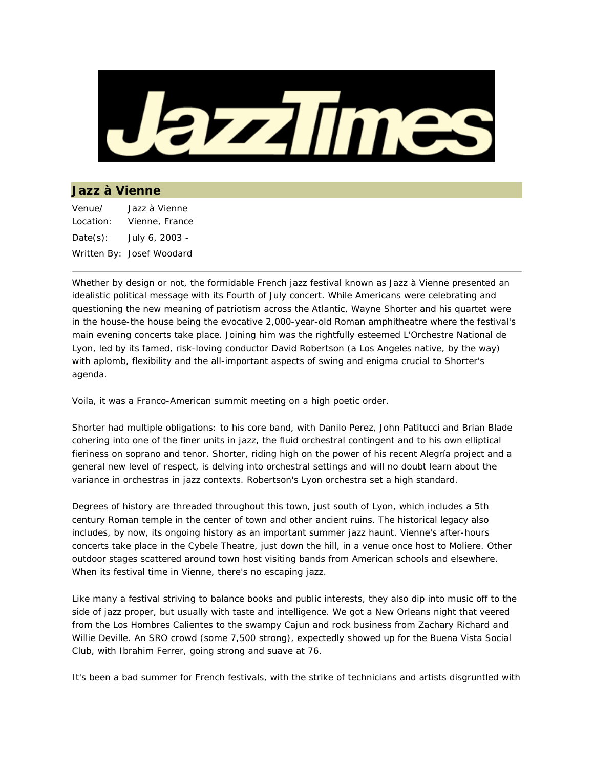# JazzTimes

## Jazz à Vienne

Venue/Location: Jazz à Vienne
Vienne, France

Date(s): July 6, 2003 -

Written By: Josef Woodard

---

Whether by design or not, the formidable French jazz festival known as Jazz à Vienne presented an idealistic political message with its Fourth of July concert. While Americans were celebrating and questioning the new meaning of patriotism across the Atlantic, Wayne Shorter and his quartet were in the house-the house being the evocative 2,000-year-old Roman amphitheatre where the festival's main evening concerts take place. Joining him was the rightfully esteemed L'Orchestre National de Lyon, led by its famed, risk-loving conductor David Robertson (a Los Angeles native, by the way) with aplomb, flexibility and the all-important aspects of swing and enigma crucial to Shorter's agenda.

Voila, it was a Franco-American summit meeting on a high poetic order.

Shorter had multiple obligations: to his core band, with Danilo Perez, John Patitucci and Brian Blade cohering into one of the finer units in jazz, the fluid orchestral contingent and to his own elliptical fieriness on soprano and tenor. Shorter, riding high on the power of his recent Alegría project and a general new level of respect, is delving into orchestral settings and will no doubt learn about the variance in orchestras in jazz contexts. Robertson's Lyon orchestra set a high standard.

Degrees of history are threaded throughout this town, just south of Lyon, which includes a 5th century Roman temple in the center of town and other ancient ruins. The historical legacy also includes, by now, its ongoing history as an important summer jazz haunt. Vienne's after-hours concerts take place in the Cybele Theatre, just down the hill, in a venue once host to Moliere. Other outdoor stages scattered around town host visiting bands from American schools and elsewhere. When its festival time in Vienne, there's no escaping jazz.

Like many a festival striving to balance books and public interests, they also dip into music off to the side of jazz proper, but usually with taste and intelligence. We got a New Orleans night that veered from the Los Hombres Calientes to the swampy Cajun and rock business from Zachary Richard and Willie Deville. An SRO crowd (some 7,500 strong), expectedly showed up for the Buena Vista Social Club, with Ibrahim Ferrer, going strong and suave at 76.

It's been a bad summer for French festivals, with the strike of technicians and artists disgruntled with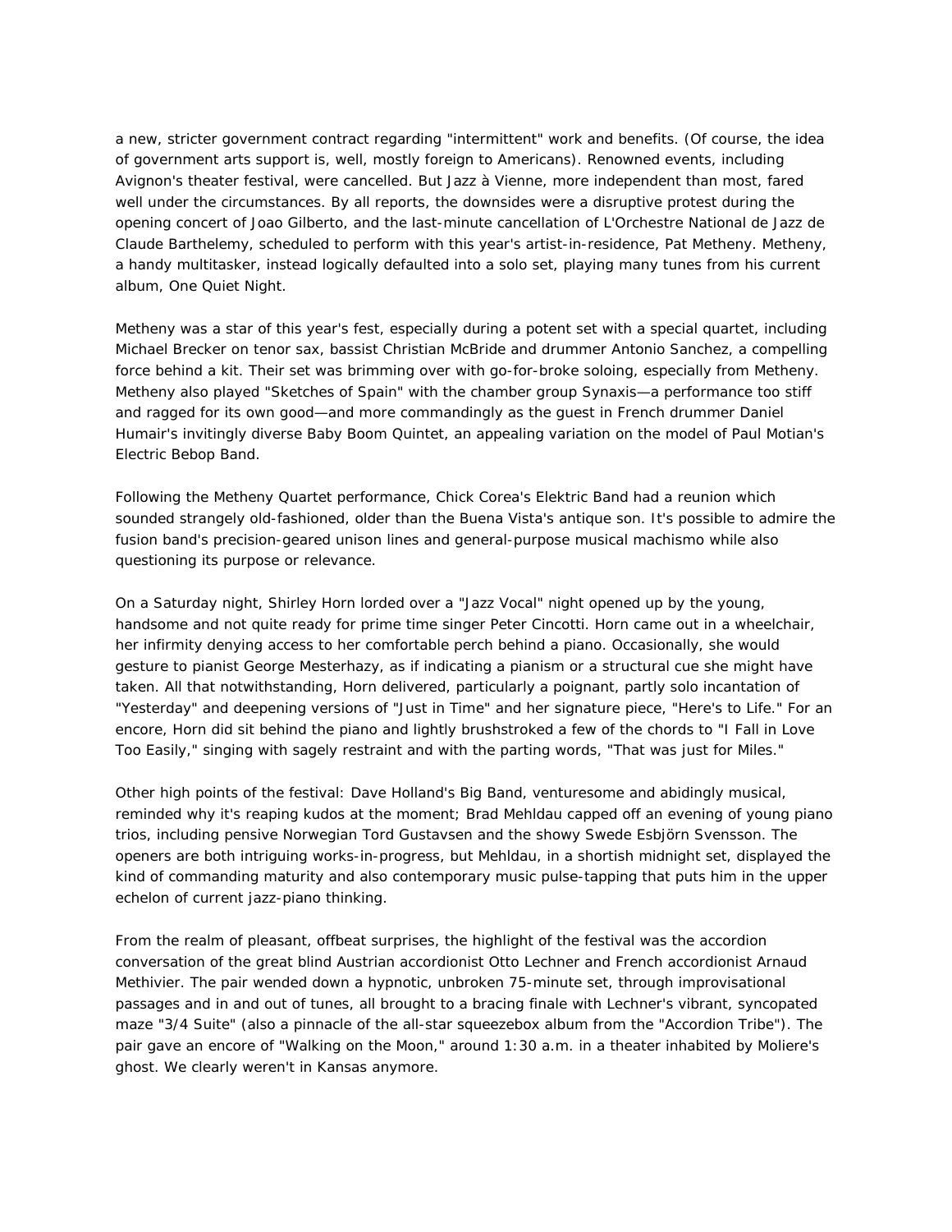a new, stricter government contract regarding "intermittent" work and benefits. (Of course, the idea of government arts support is, well, mostly foreign to Americans). Renowned events, including Avignon's theater festival, were cancelled. But Jazz à Vienne, more independent than most, fared well under the circumstances. By all reports, the downsides were a disruptive protest during the opening concert of Joao Gilberto, and the last-minute cancellation of L'Orchestre National de Jazz de Claude Barthelemy, scheduled to perform with this year's artist-in-residence, Pat Metheny. Metheny, a handy multitasker, instead logically defaulted into a solo set, playing many tunes from his current album, One Quiet Night.

Metheny was a star of this year's fest, especially during a potent set with a special quartet, including Michael Brecker on tenor sax, bassist Christian McBride and drummer Antonio Sanchez, a compelling force behind a kit. Their set was brimming over with go-for-broke soloing, especially from Metheny. Metheny also played "Sketches of Spain" with the chamber group Synaxis—a performance too stiff and ragged for its own good—and more commandingly as the guest in French drummer Daniel Humair's invitingly diverse Baby Boom Quintet, an appealing variation on the model of Paul Motian's Electric Bebop Band.

Following the Metheny Quartet performance, Chick Corea's Elektric Band had a reunion which sounded strangely old-fashioned, older than the Buena Vista's antique son. It's possible to admire the fusion band's precision-geared unison lines and general-purpose musical machismo while also questioning its purpose or relevance.

On a Saturday night, Shirley Horn lorded over a "Jazz Vocal" night opened up by the young, handsome and not quite ready for prime time singer Peter Cincotti. Horn came out in a wheelchair, her infirmity denying access to her comfortable perch behind a piano. Occasionally, she would gesture to pianist George Mesterhazy, as if indicating a pianism or a structural cue she might have taken. All that notwithstanding, Horn delivered, particularly a poignant, partly solo incantation of "Yesterday" and deepening versions of "Just in Time" and her signature piece, "Here's to Life." For an encore, Horn did sit behind the piano and lightly brushstroked a few of the chords to "I Fall in Love Too Easily," singing with sagely restraint and with the parting words, "That was just for Miles."

Other high points of the festival: Dave Holland's Big Band, venturesome and abidingly musical, reminded why it's reaping kudos at the moment; Brad Mehldau capped off an evening of young piano trios, including pensive Norwegian Tord Gustavsen and the showy Swede Esbjörn Svensson. The openers are both intriguing works-in-progress, but Mehldau, in a shortish midnight set, displayed the kind of commanding maturity and also contemporary music pulse-tapping that puts him in the upper echelon of current jazz-piano thinking.

From the realm of pleasant, offbeat surprises, the highlight of the festival was the accordion conversation of the great blind Austrian accordionist Otto Lechner and French accordionist Arnaud Methivier. The pair wended down a hypnotic, unbroken 75-minute set, through improvisational passages and in and out of tunes, all brought to a bracing finale with Lechner's vibrant, syncopated maze "3/4 Suite" (also a pinnacle of the all-star squeezebox album from the "Accordion Tribe"). The pair gave an encore of "Walking on the Moon," around 1:30 a.m. in a theater inhabited by Moliere's ghost. We clearly weren't in Kansas anymore.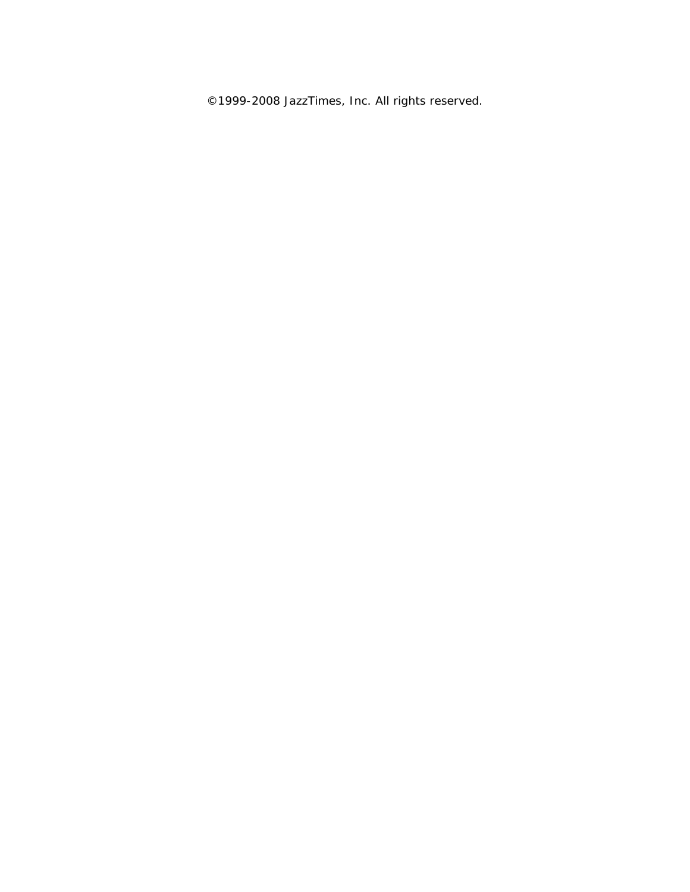©1999-2008 JazzTimes, Inc. All rights reserved.